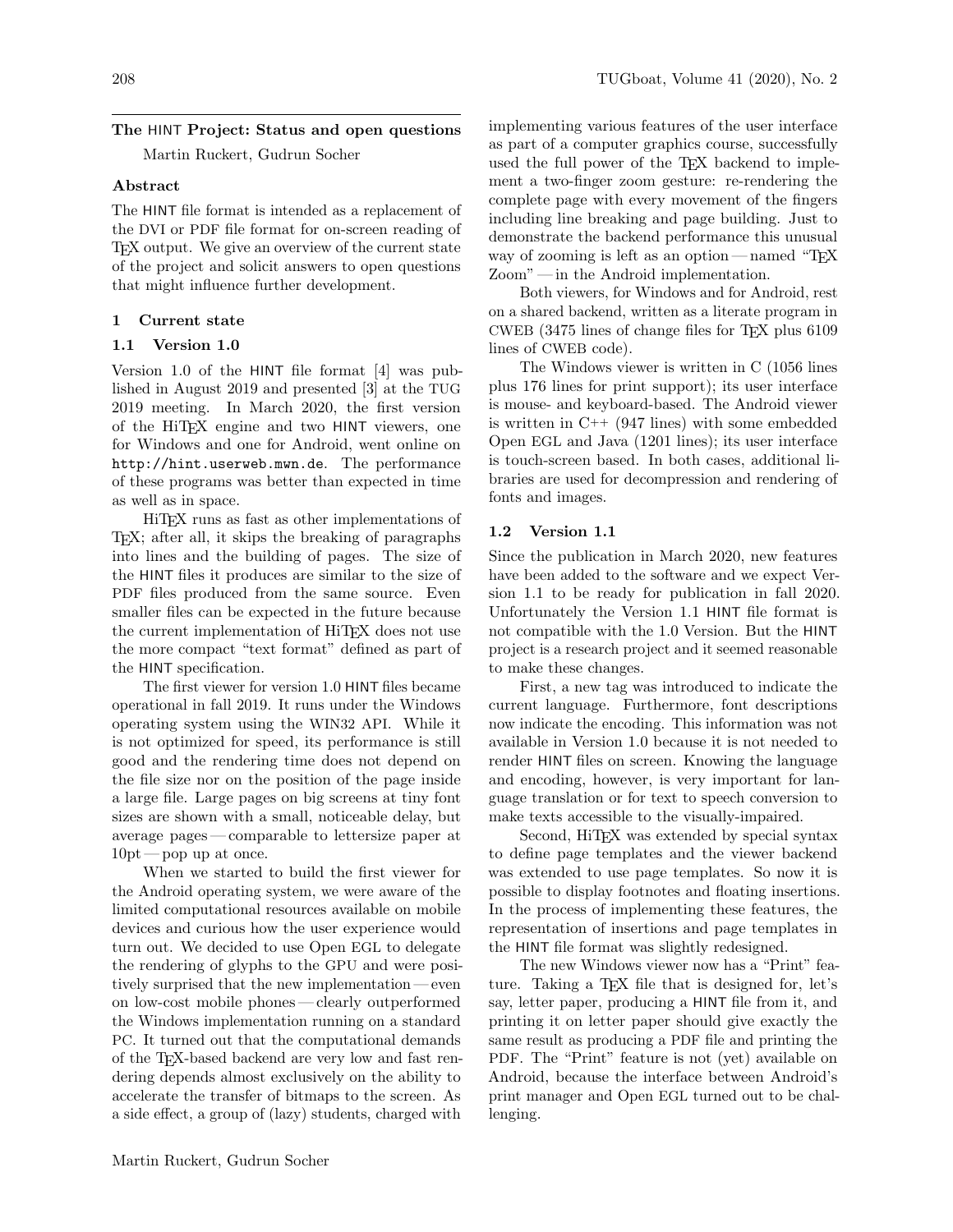## The HINT Project: Status and open questions

Martin Ruckert, Gudrun Socher

### Abstract

The HINT file format is intended as a replacement of the DVI or PDF file format for on-screen reading of TeX output. We give an overview of the current state of the project and solicit answers to open questions that might influence further development.

### 1 Current state

#### 1.1 Version 1.0

Version 1.0 of the HINT file format [4] was published in August 2019 and presented [3] at the TUG 2019 meeting. In March 2020, the first version of the HiTeX engine and two HINT viewers, one for Windows and one for Android, went online on http://hint.userweb.mwn.de. The performance of these programs was better than expected in time as well as in space.

HiTeX runs as fast as other implementations of TeX; after all, it skips the breaking of paragraphs into lines and the building of pages. The size of the HINT files it produces are similar to the size of PDF files produced from the same source. Even smaller files can be expected in the future because the current implementation of HiTeX does not use the more compact "text format" defined as part of the HINT specification.

The first viewer for version 1.0 HINT files became operational in fall 2019. It runs under the Windows operating system using the WIN32 API. While it is not optimized for speed, its performance is still good and the rendering time does not depend on the file size nor on the position of the page inside a large file. Large pages on big screens at tiny font sizes are shown with a small, noticeable delay, but average pages — comparable to lettersize paper at 10pt — pop up at once.

When we started to build the first viewer for the Android operating system, we were aware of the limited computational resources available on mobile devices and curious how the user experience would turn out. We decided to use Open EGL to delegate the rendering of glyphs to the GPU and were positively surprised that the new implementation — even on low-cost mobile phones — clearly outperformed the Windows implementation running on a standard PC. It turned out that the computational demands of the TeX-based backend are very low and fast rendering depends almost exclusively on the ability to accelerate the transfer of bitmaps to the screen. As a side effect, a group of (lazy) students, charged with implementing various features of the user interface as part of a computer graphics course, successfully used the full power of the TeX backend to implement a two-finger zoom gesture: re-rendering the complete page with every movement of the fingers including line breaking and page building. Just to demonstrate the backend performance this unusual way of zooming is left as an option — named "TeX Zoom" — in the Android implementation.

Both viewers, for Windows and for Android, rest on a shared backend, written as a literate program in CWEB (3475 lines of change files for TeX plus 6109 lines of CWEB code).

The Windows viewer is written in C (1056 lines plus 176 lines for print support); its user interface is mouse- and keyboard-based. The Android viewer is written in C++ (947 lines) with some embedded Open EGL and Java (1201 lines); its user interface is touch-screen based. In both cases, additional libraries are used for decompression and rendering of fonts and images.

#### 1.2 Version 1.1

Since the publication in March 2020, new features have been added to the software and we expect Version 1.1 to be ready for publication in fall 2020. Unfortunately the Version 1.1 HINT file format is not compatible with the 1.0 Version. But the HINT project is a research project and it seemed reasonable to make these changes.

First, a new tag was introduced to indicate the current language. Furthermore, font descriptions now indicate the encoding. This information was not available in Version 1.0 because it is not needed to render HINT files on screen. Knowing the language and encoding, however, is very important for language translation or for text to speech conversion to make texts accessible to the visually-impaired.

Second, HiTeX was extended by special syntax to define page templates and the viewer backend was extended to use page templates. So now it is possible to display footnotes and floating insertions. In the process of implementing these features, the representation of insertions and page templates in the HINT file format was slightly redesigned.

The new Windows viewer now has a "Print" feature. Taking a TeX file that is designed for, let's say, letter paper, producing a HINT file from it, and printing it on letter paper should give exactly the same result as producing a PDF file and printing the PDF. The "Print" feature is not (yet) available on Android, because the interface between Android's print manager and Open EGL turned out to be challenging.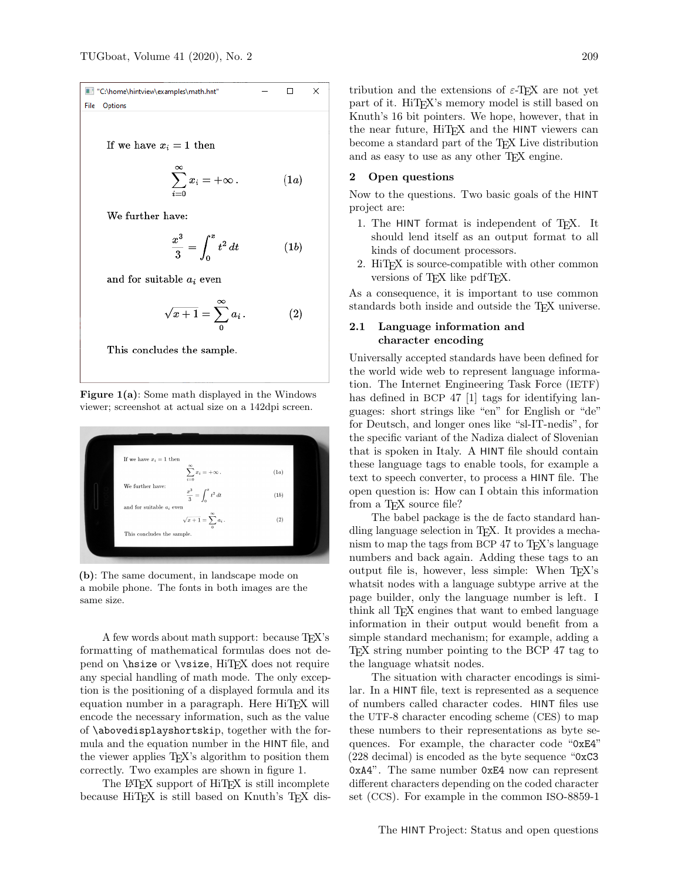**Figure 1(a)**: Some math displayed in the Windows viewer; screenshot at actual size on a 142dpi screen.

**(b)**: The same document, in landscape mode on a mobile phone. The fonts in both images are the same size.

A few words about math support: because TeX's formatting of mathematical formulas does not depend on `\hsize` or `\vsize`, HiTeX does not require any special handling of math mode. The only exception is the positioning of a displayed formula and its equation number in a paragraph. Here HiTeX will encode the necessary information, such as the value of `\abovedisplayshortskip`, together with the formula and the equation number in the HINT file, and the viewer applies TeX's algorithm to position them correctly. Two examples are shown in figure 1.

The LaTeX support of HiTeX is still incomplete because HiTeX is still based on Knuth's TeX distribution and the extensions of ε-TeX are not yet part of it. HiTeX's memory model is still based on Knuth's 16 bit pointers. We hope, however, that in the near future, HiTeX and the HINT viewers can become a standard part of the TeX Live distribution and as easy to use as any other TeX engine.

## 2 Open questions

Now to the questions. Two basic goals of the HINT project are:

1. The HINT format is independent of TeX. It should lend itself as an output format to all kinds of document processors.
2. HiTeX is source-compatible with other common versions of TeX like pdfTeX.

As a consequence, it is important to use common standards both inside and outside the TeX universe.

### 2.1 Language information and character encoding

Universally accepted standards have been defined for the world wide web to represent language information. The Internet Engineering Task Force (IETF) has defined in BCP 47 [1] tags for identifying languages: short strings like "en" for English or "de" for Deutsch, and longer ones like "sl-IT-nedis", for the specific variant of the Nadiza dialect of Slovenian that is spoken in Italy. A HINT file should contain these language tags to enable tools, for example a text to speech converter, to process a HINT file. The open question is: How can I obtain this information from a TeX source file?

The babel package is the de facto standard handling language selection in TeX. It provides a mechanism to map the tags from BCP 47 to TeX's language numbers and back again. Adding these tags to an output file is, however, less simple: When TeX's whatsit nodes with a language subtype arrive at the page builder, only the language number is left. I think all TeX engines that want to embed language information in their output would benefit from a simple standard mechanism; for example, adding a TeX string number pointing to the BCP 47 tag to the language whatsit nodes.

The situation with character encodings is similar. In a HINT file, text is represented as a sequence of numbers called character codes. HINT files use the UTF-8 character encoding scheme (CES) to map these numbers to their representations as byte sequences. For example, the character code "`0xE4`" (228 decimal) is encoded as the byte sequence "`0xC3 0xA4`". The same number `0xE4` now can represent different characters depending on the coded character set (CCS). For example in the common ISO-8859-1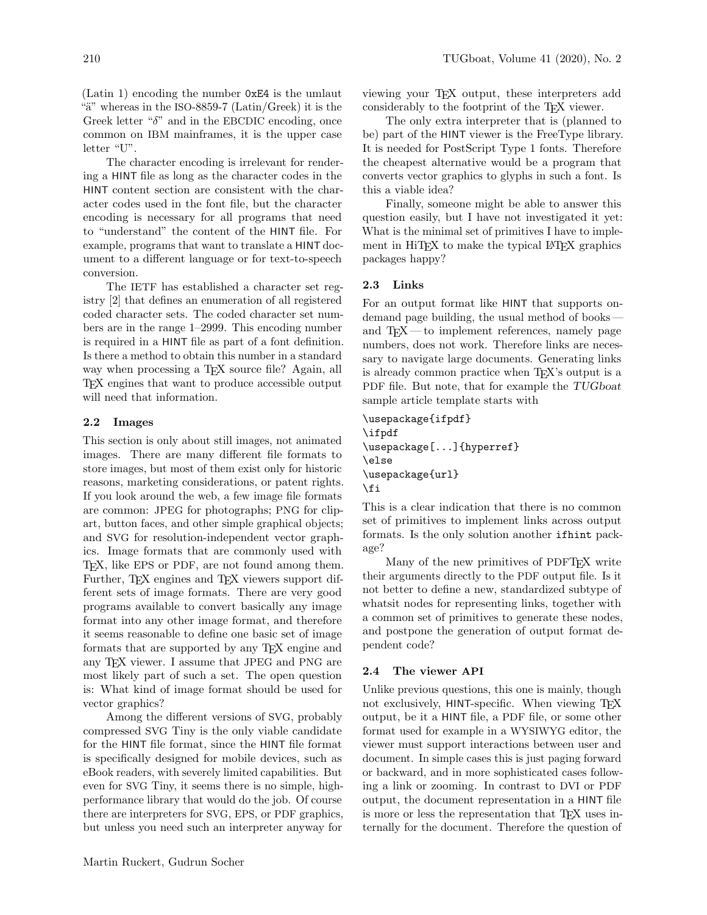(Latin 1) encoding the number `0xE4` is the umlaut "ä" whereas in the ISO-8859-7 (Latin/Greek) it is the Greek letter "$\delta$" and in the EBCDIC encoding, once common on IBM mainframes, it is the upper case letter "U".

The character encoding is irrelevant for rendering a HINT file as long as the character codes in the HINT content section are consistent with the character codes used in the font file, but the character encoding is necessary for all programs that need to "understand" the content of the HINT file. For example, programs that want to translate a HINT document to a different language or for text-to-speech conversion.

The IETF has established a character set registry [2] that defines an enumeration of all registered coded character sets. The coded character set numbers are in the range 1–2999. This encoding number is required in a HINT file as part of a font definition. Is there a method to obtain this number in a standard way when processing a TeX source file? Again, all TeX engines that want to produce accessible output will need that information.

### 2.2 Images

This section is only about still images, not animated images. There are many different file formats to store images, but most of them exist only for historic reasons, marketing considerations, or patent rights. If you look around the web, a few image file formats are common: JPEG for photographs; PNG for clipart, button faces, and other simple graphical objects; and SVG for resolution-independent vector graphics. Image formats that are commonly used with TeX, like EPS or PDF, are not found among them. Further, TeX engines and TeX viewers support different sets of image formats. There are very good programs available to convert basically any image format into any other image format, and therefore it seems reasonable to define one basic set of image formats that are supported by any TeX engine and any TeX viewer. I assume that JPEG and PNG are most likely part of such a set. The open question is: What kind of image format should be used for vector graphics?

Among the different versions of SVG, probably compressed SVG Tiny is the only viable candidate for the HINT file format, since the HINT file format is specifically designed for mobile devices, such as eBook readers, with severely limited capabilities. But even for SVG Tiny, it seems there is no simple, high-performance library that would do the job. Of course there are interpreters for SVG, EPS, or PDF graphics, but unless you need such an interpreter anyway for viewing your TeX output, these interpreters add considerably to the footprint of the TeX viewer.

The only extra interpreter that is (planned to be) part of the HINT viewer is the FreeType library. It is needed for PostScript Type 1 fonts. Therefore the cheapest alternative would be a program that converts vector graphics to glyphs in such a font. Is this a viable idea?

Finally, someone might be able to answer this question easily, but I have not investigated it yet: What is the minimal set of primitives I have to implement in HiTeX to make the typical LaTeX graphics packages happy?

### 2.3 Links

For an output format like HINT that supports on-demand page building, the usual method of books — and TeX — to implement references, namely page numbers, does not work. Therefore links are necessary to navigate large documents. Generating links is already common practice when TeX's output is a PDF file. But note, that for example the *TUGboat* sample article template starts with

```
\usepackage{ifpdf}
\ifpdf
\usepackage[...]{hyperref}
\else
\usepackage{url}
\fi
```

This is a clear indication that there is no common set of primitives to implement links across output formats. Is the only solution another `ifhint` package?

Many of the new primitives of PDFTeX write their arguments directly to the PDF output file. Is it not better to define a new, standardized subtype of whatsit nodes for representing links, together with a common set of primitives to generate these nodes, and postpone the generation of output format dependent code?

### 2.4 The viewer API

Unlike previous questions, this one is mainly, though not exclusively, HINT-specific. When viewing TeX output, be it a HINT file, a PDF file, or some other format used for example in a WYSIWYG editor, the viewer must support interactions between user and document. In simple cases this is just paging forward or backward, and in more sophisticated cases following a link or zooming. In contrast to DVI or PDF output, the document representation in a HINT file is more or less the representation that TeX uses internally for the document. Therefore the question of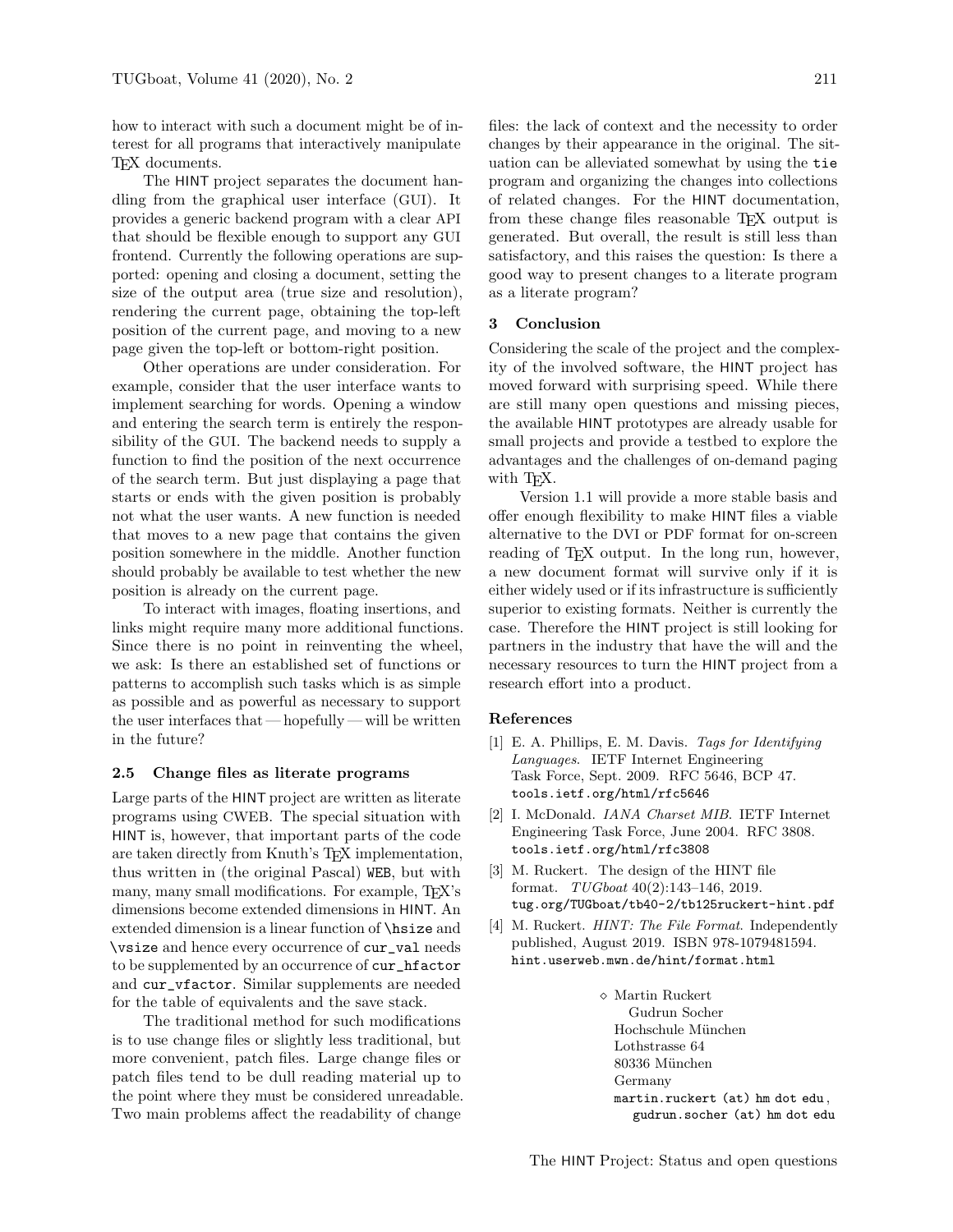how to interact with such a document might be of interest for all programs that interactively manipulate TeX documents.

The HINT project separates the document handling from the graphical user interface (GUI). It provides a generic backend program with a clear API that should be flexible enough to support any GUI frontend. Currently the following operations are supported: opening and closing a document, setting the size of the output area (true size and resolution), rendering the current page, obtaining the top-left position of the current page, and moving to a new page given the top-left or bottom-right position.

Other operations are under consideration. For example, consider that the user interface wants to implement searching for words. Opening a window and entering the search term is entirely the responsibility of the GUI. The backend needs to supply a function to find the position of the next occurrence of the search term. But just displaying a page that starts or ends with the given position is probably not what the user wants. A new function is needed that moves to a new page that contains the given position somewhere in the middle. Another function should probably be available to test whether the new position is already on the current page.

To interact with images, floating insertions, and links might require many more additional functions. Since there is no point in reinventing the wheel, we ask: Is there an established set of functions or patterns to accomplish such tasks which is as simple as possible and as powerful as necessary to support the user interfaces that — hopefully — will be written in the future?

### 2.5 Change files as literate programs

Large parts of the HINT project are written as literate programs using CWEB. The special situation with HINT is, however, that important parts of the code are taken directly from Knuth's TeX implementation, thus written in (the original Pascal) `WEB`, but with many, many small modifications. For example, TeX's dimensions become extended dimensions in HINT. An extended dimension is a linear function of `\hsize` and `\vsize` and hence every occurrence of `cur_val` needs to be supplemented by an occurrence of `cur_hfactor` and `cur_vfactor`. Similar supplements are needed for the table of equivalents and the save stack.

The traditional method for such modifications is to use change files or slightly less traditional, but more convenient, patch files. Large change files or patch files tend to be dull reading material up to the point where they must be considered unreadable. Two main problems affect the readability of change files: the lack of context and the necessity to order changes by their appearance in the original. The situation can be alleviated somewhat by using the `tie` program and organizing the changes into collections of related changes. For the HINT documentation, from these change files reasonable TeX output is generated. But overall, the result is still less than satisfactory, and this raises the question: Is there a good way to present changes to a literate program as a literate program?

## 3 Conclusion

Considering the scale of the project and the complexity of the involved software, the HINT project has moved forward with surprising speed. While there are still many open questions and missing pieces, the available HINT prototypes are already usable for small projects and provide a testbed to explore the advantages and the challenges of on-demand paging with TeX.

Version 1.1 will provide a more stable basis and offer enough flexibility to make HINT files a viable alternative to the DVI or PDF format for on-screen reading of TeX output. In the long run, however, a new document format will survive only if it is either widely used or if its infrastructure is sufficiently superior to existing formats. Neither is currently the case. Therefore the HINT project is still looking for partners in the industry that have the will and the necessary resources to turn the HINT project from a research effort into a product.

### References

[1] E. A. Phillips, E. M. Davis. *Tags for Identifying Languages*. IETF Internet Engineering Task Force, Sept. 2009. RFC 5646, BCP 47. `tools.ietf.org/html/rfc5646`

[2] I. McDonald. *IANA Charset MIB*. IETF Internet Engineering Task Force, June 2004. RFC 3808. `tools.ietf.org/html/rfc3808`

[3] M. Ruckert. The design of the HINT file format. *TUGboat* 40(2):143–146, 2019. `tug.org/TUGboat/tb40-2/tb125ruckert-hint.pdf`

[4] M. Ruckert. *HINT: The File Format*. Independently published, August 2019. ISBN 978-1079481594. `hint.userweb.mwn.de/hint/format.html`

◇ Martin Ruckert
Gudrun Socher
Hochschule München
Lothstrasse 64
80336 München
Germany
`martin.ruckert (at) hm dot edu`,
`gudrun.socher (at) hm dot edu`